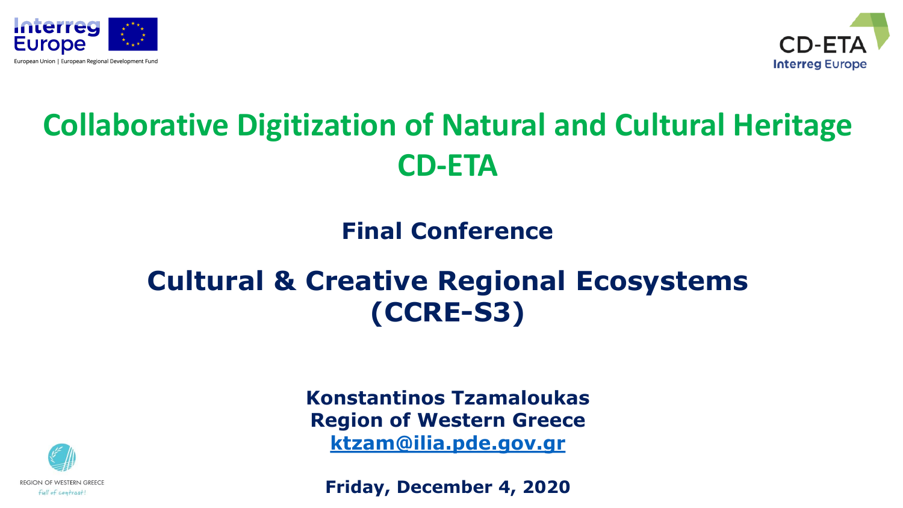# Collaborative Digitization of Natural and Cultural Heritage CD-ETA

## Final Conference

## Cultural & Creative Regional Ecosystems (CCRE-S3)

**Konstantinos Tzamaloukas**
**Region of Western Greece**
**ktzam@ilia.pde.gov.gr**

**Friday, December 4, 2020**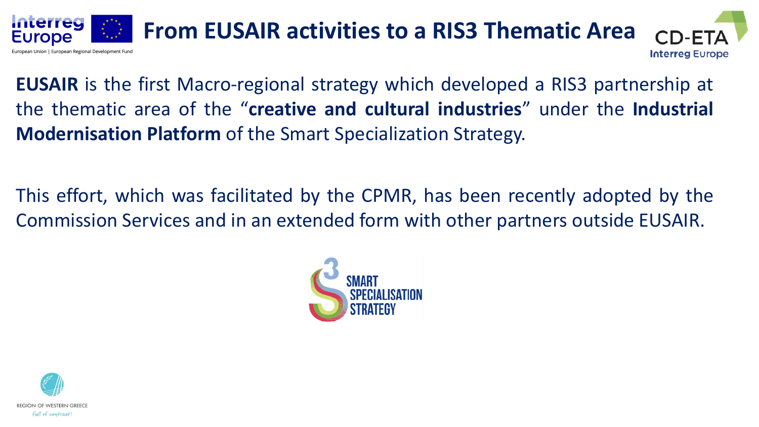# From EUSAIR activities to a RIS3 Thematic Area

**EUSAIR** is the first Macro-regional strategy which developed a RIS3 partnership at the thematic area of the "**creative and cultural industries**" under the **Industrial Modernisation Platform** of the Smart Specialization Strategy.

This effort, which was facilitated by the CPMR, has been recently adopted by the Commission Services and in an extended form with other partners outside EUSAIR.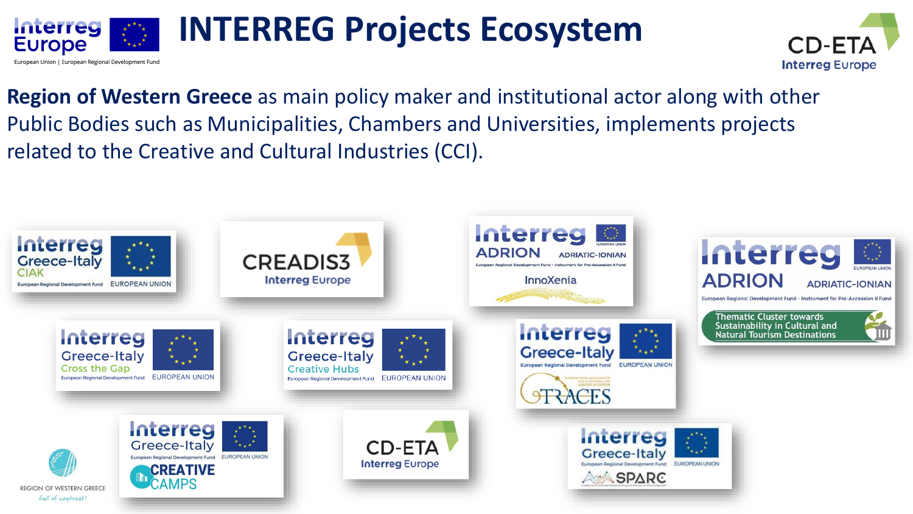# INTERREG Projects Ecosystem

**Region of Western Greece** as main policy maker and institutional actor along with other Public Bodies such as Municipalities, Chambers and Universities, implements projects related to the Creative and Cultural Industries (CCI).

- Interreg Greece-Italy CIAK
- CREADIS3 Interreg Europe
- Interreg ADRION InnoXenia
- Interreg ADRION Thematic Cluster towards Sustainability in Cultural and Natural Tourism Destinations
- Interreg Greece-Italy Cross the Gap
- Interreg Greece-Italy Creative Hubs
- Interreg Greece-Italy TRACES
- Interreg Greece-Italy CREATIVE CAMPS
- CD-ETA Interreg Europe
- Interreg Greece-Italy SPARC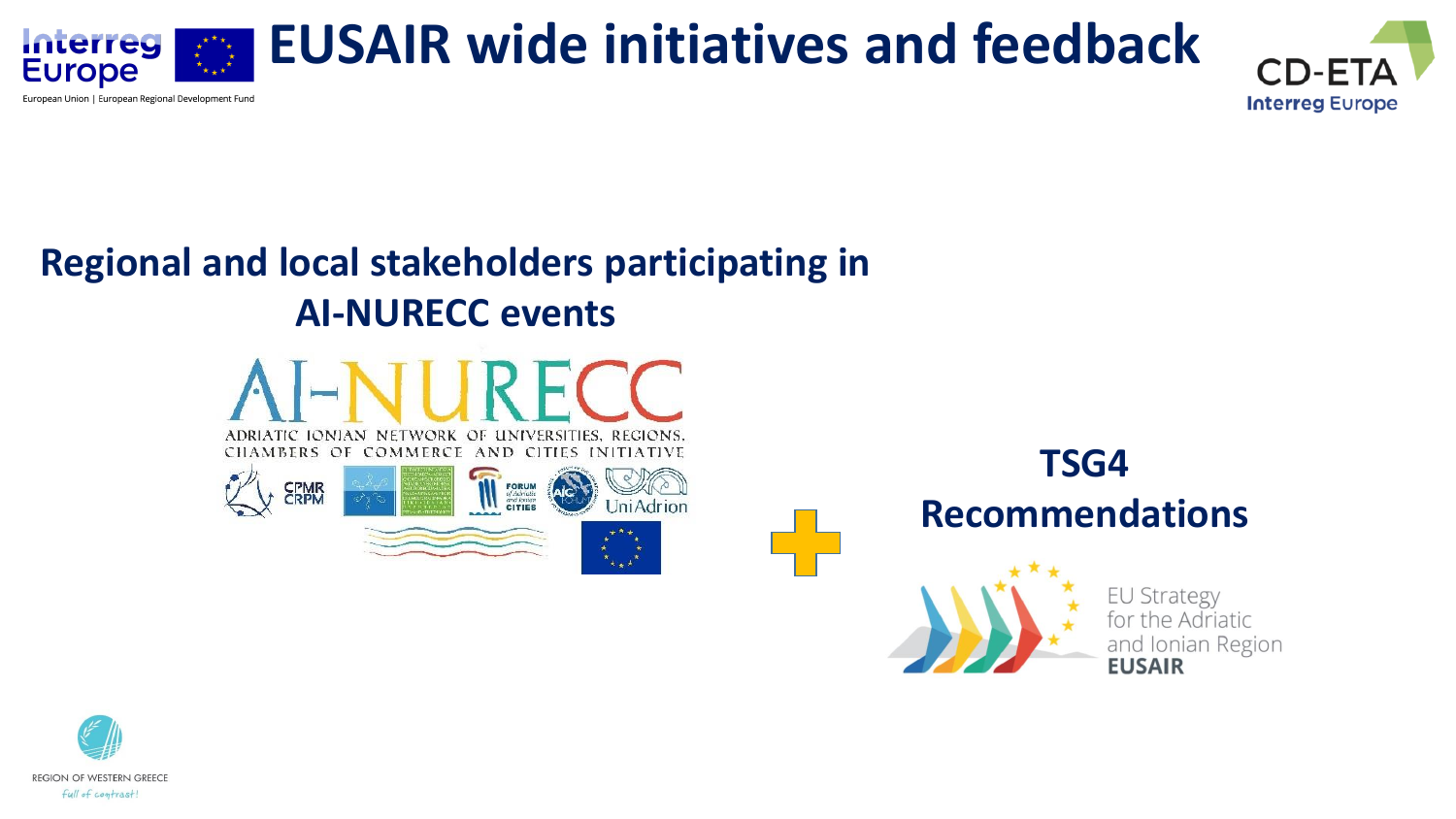# EUSAIR wide initiatives and feedback

## Regional and local stakeholders participating in AI-NURECC events

AI-NURECC

ADRIATIC IONIAN NETWORK OF UNIVERSITIES, REGIONS, CHAMBERS OF COMMERCE AND CITIES INITIATIVE

## TSG4 Recommendations

EU Strategy for the Adriatic and Ionian Region
EUSAIR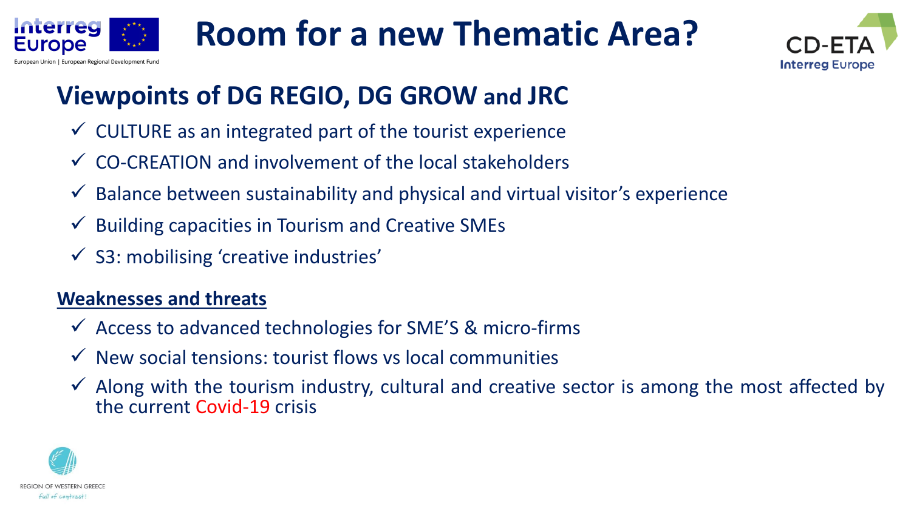# Room for a new Thematic Area?

## Viewpoints of DG REGIO, DG GROW and JRC

- ✓ CULTURE as an integrated part of the tourist experience
- ✓ CO-CREATION and involvement of the local stakeholders
- ✓ Balance between sustainability and physical and virtual visitor's experience
- ✓ Building capacities in Tourism and Creative SMEs
- ✓ S3: mobilising 'creative industries'

**Weaknesses and threats**

- ✓ Access to advanced technologies for SME'S & micro-firms
- ✓ New social tensions: tourist flows vs local communities
- ✓ Along with the tourism industry, cultural and creative sector is among the most affected by the current Covid-19 crisis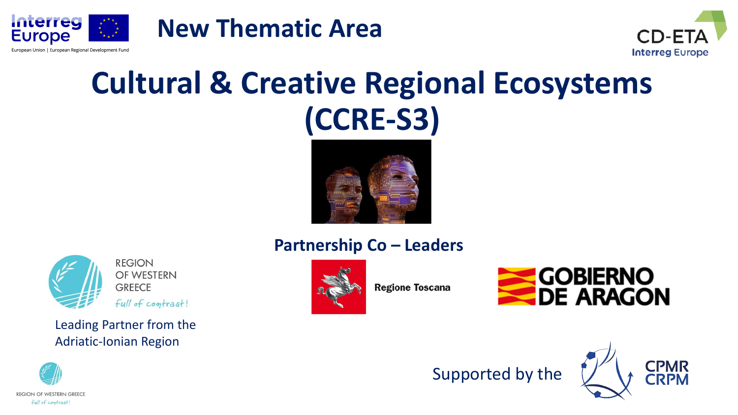# New Thematic Area

# Cultural & Creative Regional Ecosystems (CCRE-S3)

## Partnership Co – Leaders

REGION OF WESTERN GREECE
*full of contrast!*

Leading Partner from the Adriatic-Ionian Region

Regione Toscana

GOBIERNO DE ARAGON

Supported by the CPMR CRPM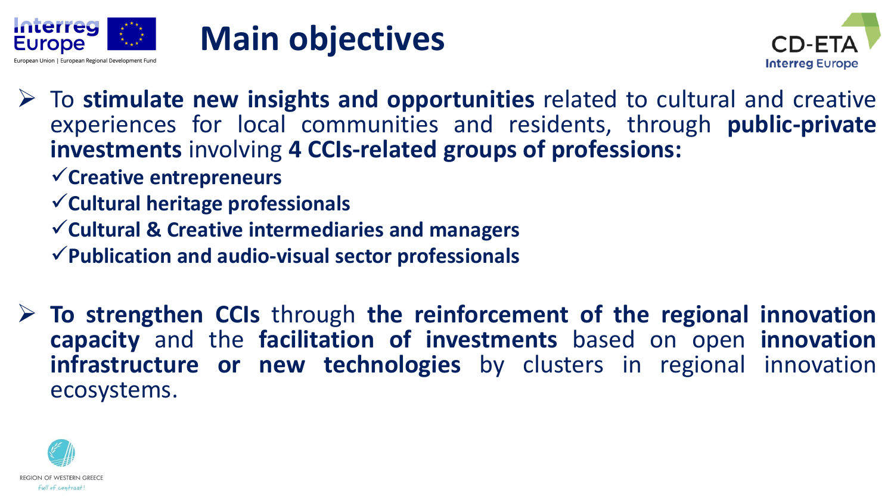# Main objectives

- To **stimulate new insights and opportunities** related to cultural and creative experiences for local communities and residents, through **public-private investments** involving **4 CCIs-related groups of professions:**
  - ✓ **Creative entrepreneurs**
  - ✓ **Cultural heritage professionals**
  - ✓ **Cultural & Creative intermediaries and managers**
  - ✓ **Publication and audio-visual sector professionals**

- **To strengthen CCIs** through **the reinforcement of the regional innovation capacity** and the **facilitation of investments** based on open **innovation infrastructure or new technologies** by clusters in regional innovation ecosystems.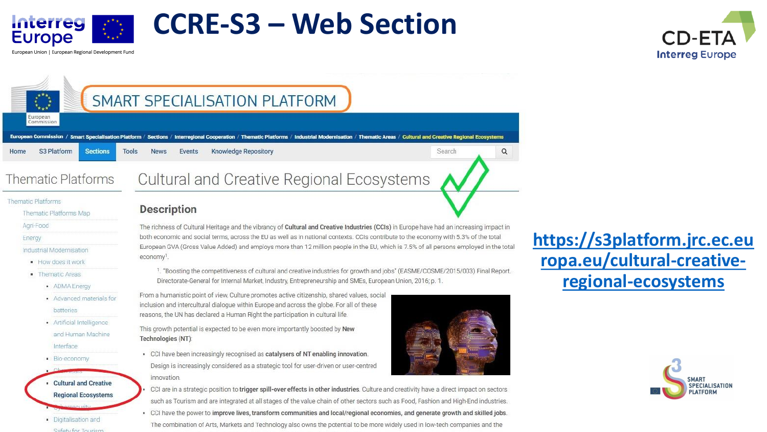# CCRE-S3 – Web Section

SMART SPECIALISATION PLATFORM

European Commission / Smart Specialisation Platform / Sections / Interregional Cooperation / Thematic Platforms / Industrial Modernisation / Thematic Areas / Cultural and Creative Regional Ecosystems

Home | S3 Platform | Sections | Tools | News | Events | Knowledge Repository | Search

## Thematic Platforms

- Thematic Platforms
  - Thematic Platforms Map
  - Agri-Food
  - Energy
  - Industrial Modernisation
    - How does it work
    - Thematic Areas
      - ADMA Energy
      - Advanced materials for batteries
      - Artificial Intelligence and Human Machine Interface
      - Bio-economy
      - Chemicals
      - **Cultural and Creative Regional Ecosystems**
      - Cybersecurity
      - Digitalisation and Safety for Tourism

## Cultural and Creative Regional Ecosystems

### Description

The richness of Cultural Heritage and the vibrancy of **Cultural and Creative Industries (CCIs)** in Europe have had an increasing impact in both economic and social terms, across the EU as well as in national contexts. CCIs contribute to the economy with 5.3% of the total European GVA (Gross Value Added) and employs more than 12 million people in the EU, which is 7.5% of all persons employed in the total economy[1].

[1]. "Boosting the competitiveness of cultural and creative industries for growth and jobs" (EASME/COSME/2015/003) Final Report. Directorate-General for Internal Market, Industry, Entrepreneurship and SMEs, European Union, 2016; p. 1.

From a humanistic point of view, Culture promotes active citizenship, shared values, social inclusion and intercultural dialogue within Europe and across the globe. For all of these reasons, the UN has declared a Human Right the participation in cultural life.

This growth potential is expected to be even more importantly boosted by **New Technologies (NT)**:

- CCI have been increasingly recognised as **catalysers of NT enabling innovation**. Design is increasingly considered as a strategic tool for user-driven or user-centred innovation.
- CCI are in a strategic position to **trigger spill-over effects in other industries**. Culture and creativity have a direct impact on sectors such as Tourism and are integrated at all stages of the value chain of other sectors such as Food, Fashion and High-End industries.
- CCI have the power to **improve lives, transform communities and local/regional economies, and generate growth and skilled jobs**. The combination of Arts, Markets and Technology also owns the potential to be more widely used in low-tech companies and the

https://s3platform.jrc.ec.europa.eu/cultural-creative-regional-ecosystems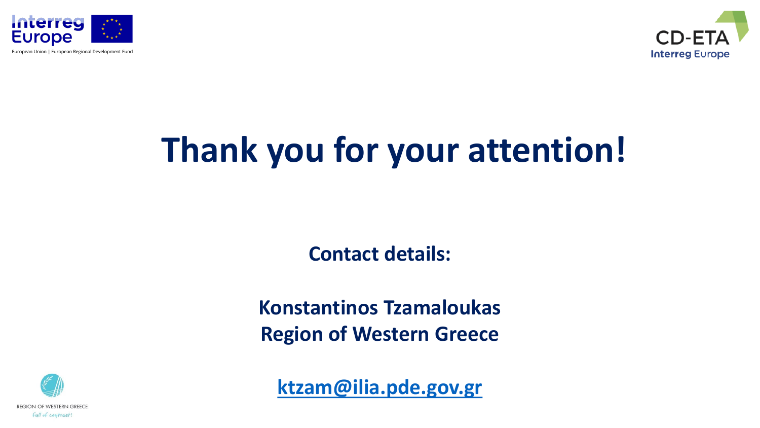# Thank you for your attention!

**Contact details:**

**Konstantinos Tzamaloukas**
**Region of Western Greece**

**ktzam@ilia.pde.gov.gr**